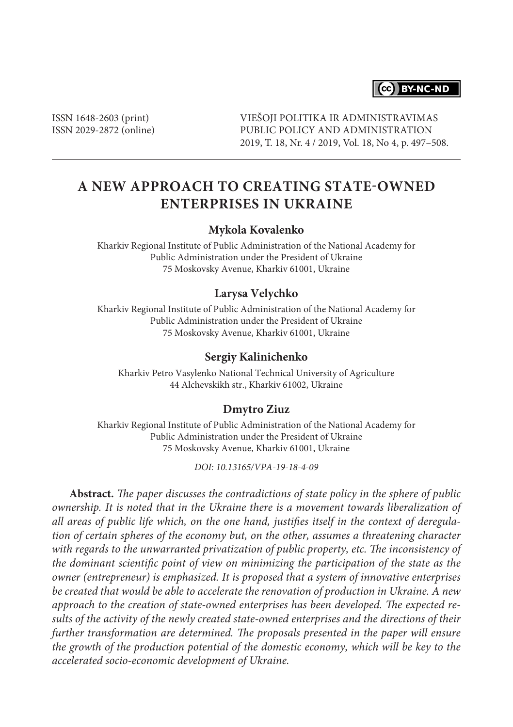ISSN 1648-2603 (print)
ISSN 2029-2872 (online)

VIEŠOJI POLITIKA IR ADMINISTRAVIMAS
PUBLIC POLICY AND ADMINISTRATION
2019, T. 18, Nr. 4 / 2019, Vol. 18, No 4, p. 497–508.

# A NEW APPROACH TO CREATING STATE-OWNED ENTERPRISES IN UKRAINE

**Mykola Kovalenko**

Kharkiv Regional Institute of Public Administration of the National Academy for Public Administration under the President of Ukraine
75 Moskovsky Avenue, Kharkiv 61001, Ukraine

**Larysa Velychko**

Kharkiv Regional Institute of Public Administration of the National Academy for Public Administration under the President of Ukraine
75 Moskovsky Avenue, Kharkiv 61001, Ukraine

**Sergiy Kalinichenko**

Kharkiv Petro Vasylenko National Technical University of Agriculture
44 Alchevskikh str., Kharkiv 61002, Ukraine

**Dmytro Ziuz**

Kharkiv Regional Institute of Public Administration of the National Academy for Public Administration under the President of Ukraine
75 Moskovsky Avenue, Kharkiv 61001, Ukraine

*DOI: 10.13165/VPA-19-18-4-09*

**Abstract.** *The paper discusses the contradictions of state policy in the sphere of public ownership. It is noted that in the Ukraine there is a movement towards liberalization of all areas of public life which, on the one hand, justifies itself in the context of deregulation of certain spheres of the economy but, on the other, assumes a threatening character with regards to the unwarranted privatization of public property, etc. The inconsistency of the dominant scientific point of view on minimizing the participation of the state as the owner (entrepreneur) is emphasized. It is proposed that a system of innovative enterprises be created that would be able to accelerate the renovation of production in Ukraine. A new approach to the creation of state-owned enterprises has been developed. The expected results of the activity of the newly created state-owned enterprises and the directions of their further transformation are determined. The proposals presented in the paper will ensure the growth of the production potential of the domestic economy, which will be key to the accelerated socio-economic development of Ukraine.*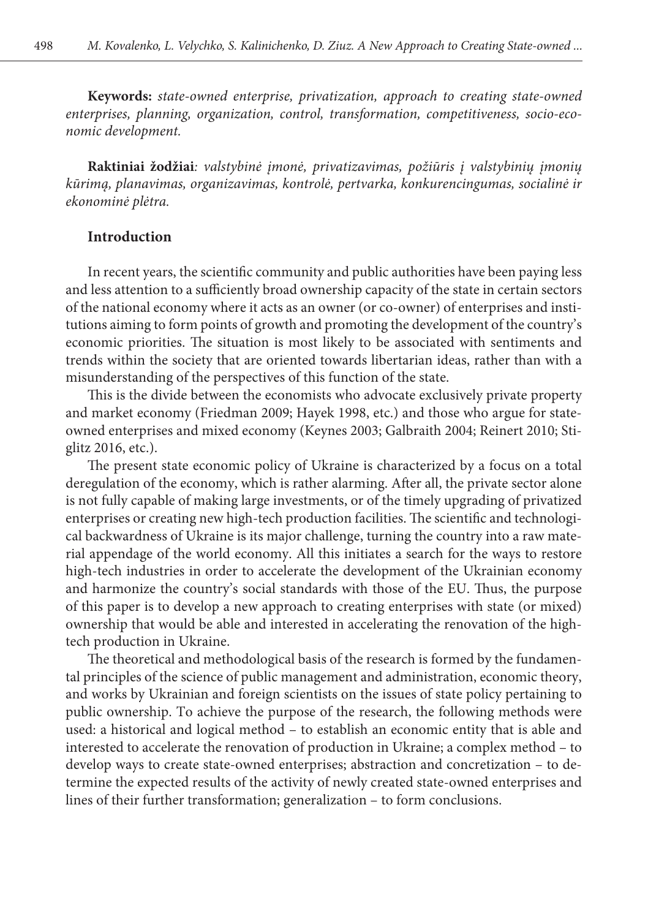**Keywords:** *state-owned enterprise, privatization, approach to creating state-owned enterprises, planning, organization, control, transformation, competitiveness, socio-economic development.*

**Raktiniai žodžiai***: valstybinė įmonė, privatizavimas, požiūris į valstybinių įmonių kūrimą, planavimas, organizavimas, kontrolė, pertvarka, konkurencingumas, socialinė ir ekonominė plėtra.*

## Introduction

In recent years, the scientific community and public authorities have been paying less and less attention to a sufficiently broad ownership capacity of the state in certain sectors of the national economy where it acts as an owner (or co-owner) of enterprises and institutions aiming to form points of growth and promoting the development of the country's economic priorities. The situation is most likely to be associated with sentiments and trends within the society that are oriented towards libertarian ideas, rather than with a misunderstanding of the perspectives of this function of the state.

This is the divide between the economists who advocate exclusively private property and market economy (Friedman 2009; Hayek 1998, etc.) and those who argue for state-owned enterprises and mixed economy (Keynes 2003; Galbraith 2004; Reinert 2010; Stiglitz 2016, etc.).

The present state economic policy of Ukraine is characterized by a focus on a total deregulation of the economy, which is rather alarming. After all, the private sector alone is not fully capable of making large investments, or of the timely upgrading of privatized enterprises or creating new high-tech production facilities. The scientific and technological backwardness of Ukraine is its major challenge, turning the country into a raw material appendage of the world economy. All this initiates a search for the ways to restore high-tech industries in order to accelerate the development of the Ukrainian economy and harmonize the country's social standards with those of the EU. Thus, the purpose of this paper is to develop a new approach to creating enterprises with state (or mixed) ownership that would be able and interested in accelerating the renovation of the high-tech production in Ukraine.

The theoretical and methodological basis of the research is formed by the fundamental principles of the science of public management and administration, economic theory, and works by Ukrainian and foreign scientists on the issues of state policy pertaining to public ownership. To achieve the purpose of the research, the following methods were used: a historical and logical method – to establish an economic entity that is able and interested to accelerate the renovation of production in Ukraine; a complex method – to develop ways to create state-owned enterprises; abstraction and concretization – to determine the expected results of the activity of newly created state-owned enterprises and lines of their further transformation; generalization – to form conclusions.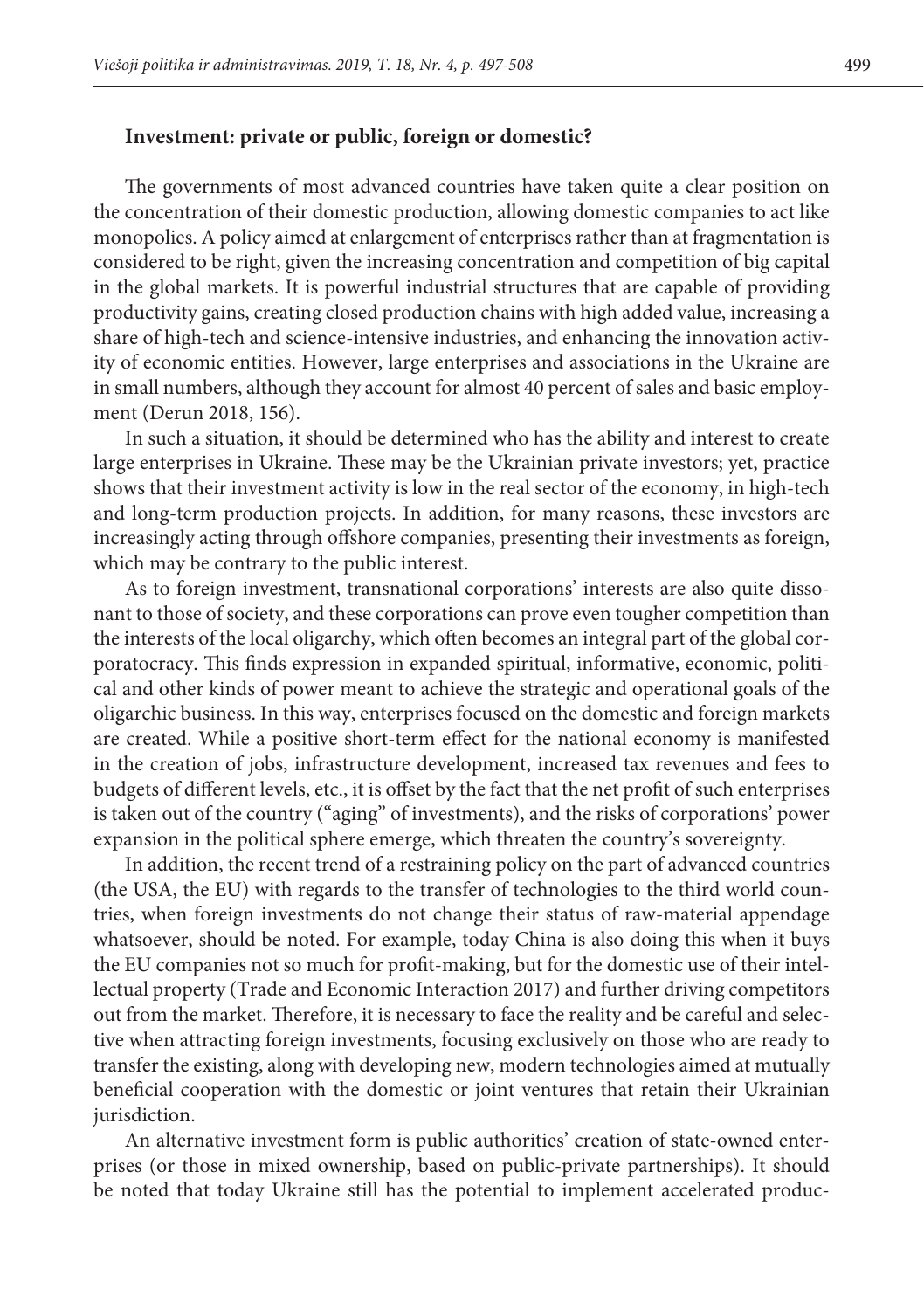## Investment: private or public, foreign or domestic?

The governments of most advanced countries have taken quite a clear position on the concentration of their domestic production, allowing domestic companies to act like monopolies. A policy aimed at enlargement of enterprises rather than at fragmentation is considered to be right, given the increasing concentration and competition of big capital in the global markets. It is powerful industrial structures that are capable of providing productivity gains, creating closed production chains with high added value, increasing a share of high-tech and science-intensive industries, and enhancing the innovation activity of economic entities. However, large enterprises and associations in the Ukraine are in small numbers, although they account for almost 40 percent of sales and basic employment (Derun 2018, 156).

In such a situation, it should be determined who has the ability and interest to create large enterprises in Ukraine. These may be the Ukrainian private investors; yet, practice shows that their investment activity is low in the real sector of the economy, in high-tech and long-term production projects. In addition, for many reasons, these investors are increasingly acting through offshore companies, presenting their investments as foreign, which may be contrary to the public interest.

As to foreign investment, transnational corporations' interests are also quite dissonant to those of society, and these corporations can prove even tougher competition than the interests of the local oligarchy, which often becomes an integral part of the global corporatocracy. This finds expression in expanded spiritual, informative, economic, political and other kinds of power meant to achieve the strategic and operational goals of the oligarchic business. In this way, enterprises focused on the domestic and foreign markets are created. While a positive short-term effect for the national economy is manifested in the creation of jobs, infrastructure development, increased tax revenues and fees to budgets of different levels, etc., it is offset by the fact that the net profit of such enterprises is taken out of the country ("aging" of investments), and the risks of corporations' power expansion in the political sphere emerge, which threaten the country's sovereignty.

In addition, the recent trend of a restraining policy on the part of advanced countries (the USA, the EU) with regards to the transfer of technologies to the third world countries, when foreign investments do not change their status of raw-material appendage whatsoever, should be noted. For example, today China is also doing this when it buys the EU companies not so much for profit-making, but for the domestic use of their intellectual property (Trade and Economic Interaction 2017) and further driving competitors out from the market. Therefore, it is necessary to face the reality and be careful and selective when attracting foreign investments, focusing exclusively on those who are ready to transfer the existing, along with developing new, modern technologies aimed at mutually beneficial cooperation with the domestic or joint ventures that retain their Ukrainian jurisdiction.

An alternative investment form is public authorities' creation of state-owned enterprises (or those in mixed ownership, based on public-private partnerships). It should be noted that today Ukraine still has the potential to implement accelerated produc-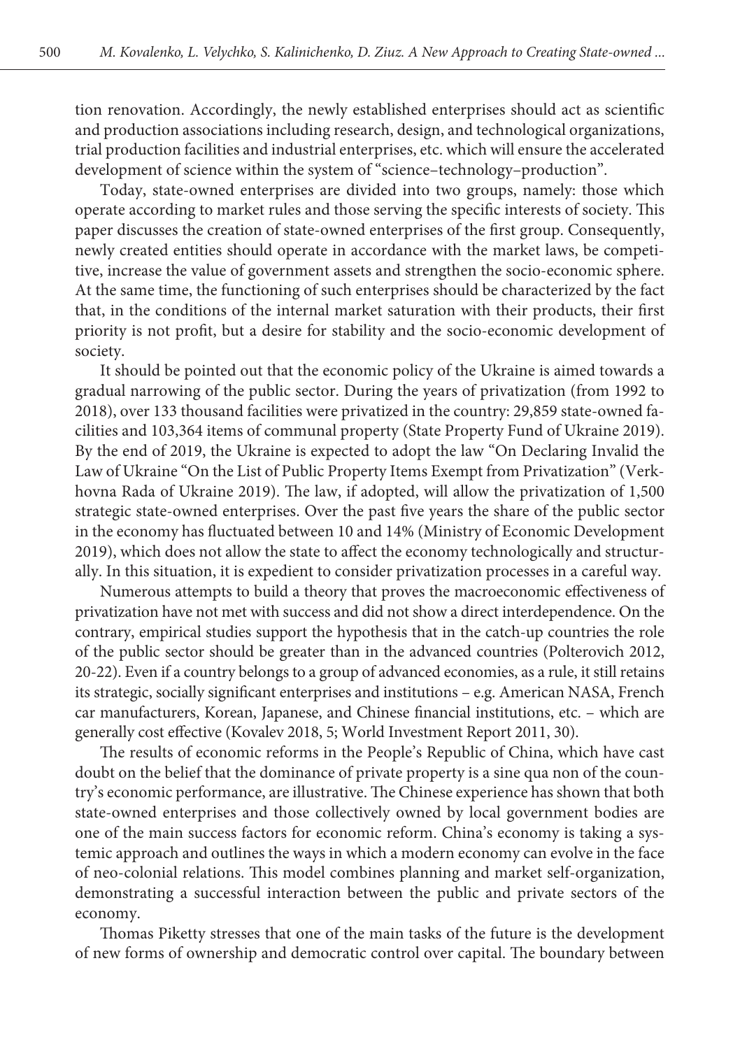tion renovation. Accordingly, the newly established enterprises should act as scientific and production associations including research, design, and technological organizations, trial production facilities and industrial enterprises, etc. which will ensure the accelerated development of science within the system of "science–technology–production".

Today, state-owned enterprises are divided into two groups, namely: those which operate according to market rules and those serving the specific interests of society. This paper discusses the creation of state-owned enterprises of the first group. Consequently, newly created entities should operate in accordance with the market laws, be competitive, increase the value of government assets and strengthen the socio-economic sphere. At the same time, the functioning of such enterprises should be characterized by the fact that, in the conditions of the internal market saturation with their products, their first priority is not profit, but a desire for stability and the socio-economic development of society.

It should be pointed out that the economic policy of the Ukraine is aimed towards a gradual narrowing of the public sector. During the years of privatization (from 1992 to 2018), over 133 thousand facilities were privatized in the country: 29,859 state-owned facilities and 103,364 items of communal property (State Property Fund of Ukraine 2019). By the end of 2019, the Ukraine is expected to adopt the law "On Declaring Invalid the Law of Ukraine "On the List of Public Property Items Exempt from Privatization" (Verkhovna Rada of Ukraine 2019). The law, if adopted, will allow the privatization of 1,500 strategic state-owned enterprises. Over the past five years the share of the public sector in the economy has fluctuated between 10 and 14% (Ministry of Economic Development 2019), which does not allow the state to affect the economy technologically and structurally. In this situation, it is expedient to consider privatization processes in a careful way.

Numerous attempts to build a theory that proves the macroeconomic effectiveness of privatization have not met with success and did not show a direct interdependence. On the contrary, empirical studies support the hypothesis that in the catch-up countries the role of the public sector should be greater than in the advanced countries (Polterovich 2012, 20-22). Even if a country belongs to a group of advanced economies, as a rule, it still retains its strategic, socially significant enterprises and institutions – e.g. American NASA, French car manufacturers, Korean, Japanese, and Chinese financial institutions, etc. – which are generally cost effective (Kovalev 2018, 5; World Investment Report 2011, 30).

The results of economic reforms in the People's Republic of China, which have cast doubt on the belief that the dominance of private property is a sine qua non of the country's economic performance, are illustrative. The Chinese experience has shown that both state-owned enterprises and those collectively owned by local government bodies are one of the main success factors for economic reform. China's economy is taking a systemic approach and outlines the ways in which a modern economy can evolve in the face of neo-colonial relations. This model combines planning and market self-organization, demonstrating a successful interaction between the public and private sectors of the economy.

Thomas Piketty stresses that one of the main tasks of the future is the development of new forms of ownership and democratic control over capital. The boundary between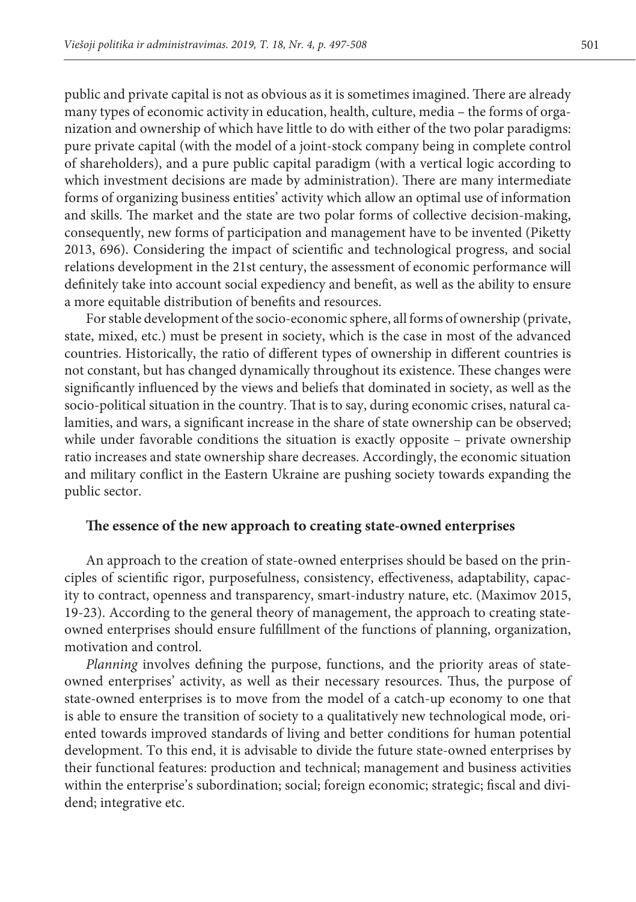public and private capital is not as obvious as it is sometimes imagined. There are already many types of economic activity in education, health, culture, media – the forms of organization and ownership of which have little to do with either of the two polar paradigms: pure private capital (with the model of a joint-stock company being in complete control of shareholders), and a pure public capital paradigm (with a vertical logic according to which investment decisions are made by administration). There are many intermediate forms of organizing business entities' activity which allow an optimal use of information and skills. The market and the state are two polar forms of collective decision-making, consequently, new forms of participation and management have to be invented (Piketty 2013, 696). Considering the impact of scientific and technological progress, and social relations development in the 21st century, the assessment of economic performance will definitely take into account social expediency and benefit, as well as the ability to ensure a more equitable distribution of benefits and resources.

For stable development of the socio-economic sphere, all forms of ownership (private, state, mixed, etc.) must be present in society, which is the case in most of the advanced countries. Historically, the ratio of different types of ownership in different countries is not constant, but has changed dynamically throughout its existence. These changes were significantly influenced by the views and beliefs that dominated in society, as well as the socio-political situation in the country. That is to say, during economic crises, natural calamities, and wars, a significant increase in the share of state ownership can be observed; while under favorable conditions the situation is exactly opposite – private ownership ratio increases and state ownership share decreases. Accordingly, the economic situation and military conflict in the Eastern Ukraine are pushing society towards expanding the public sector.

## The essence of the new approach to creating state-owned enterprises

An approach to the creation of state-owned enterprises should be based on the principles of scientific rigor, purposefulness, consistency, effectiveness, adaptability, capacity to contract, openness and transparency, smart-industry nature, etc. (Maximov 2015, 19-23). According to the general theory of management, the approach to creating state-owned enterprises should ensure fulfillment of the functions of planning, organization, motivation and control.

*Planning* involves defining the purpose, functions, and the priority areas of state-owned enterprises' activity, as well as their necessary resources. Thus, the purpose of state-owned enterprises is to move from the model of a catch-up economy to one that is able to ensure the transition of society to a qualitatively new technological mode, oriented towards improved standards of living and better conditions for human potential development. To this end, it is advisable to divide the future state-owned enterprises by their functional features: production and technical; management and business activities within the enterprise's subordination; social; foreign economic; strategic; fiscal and dividend; integrative etc.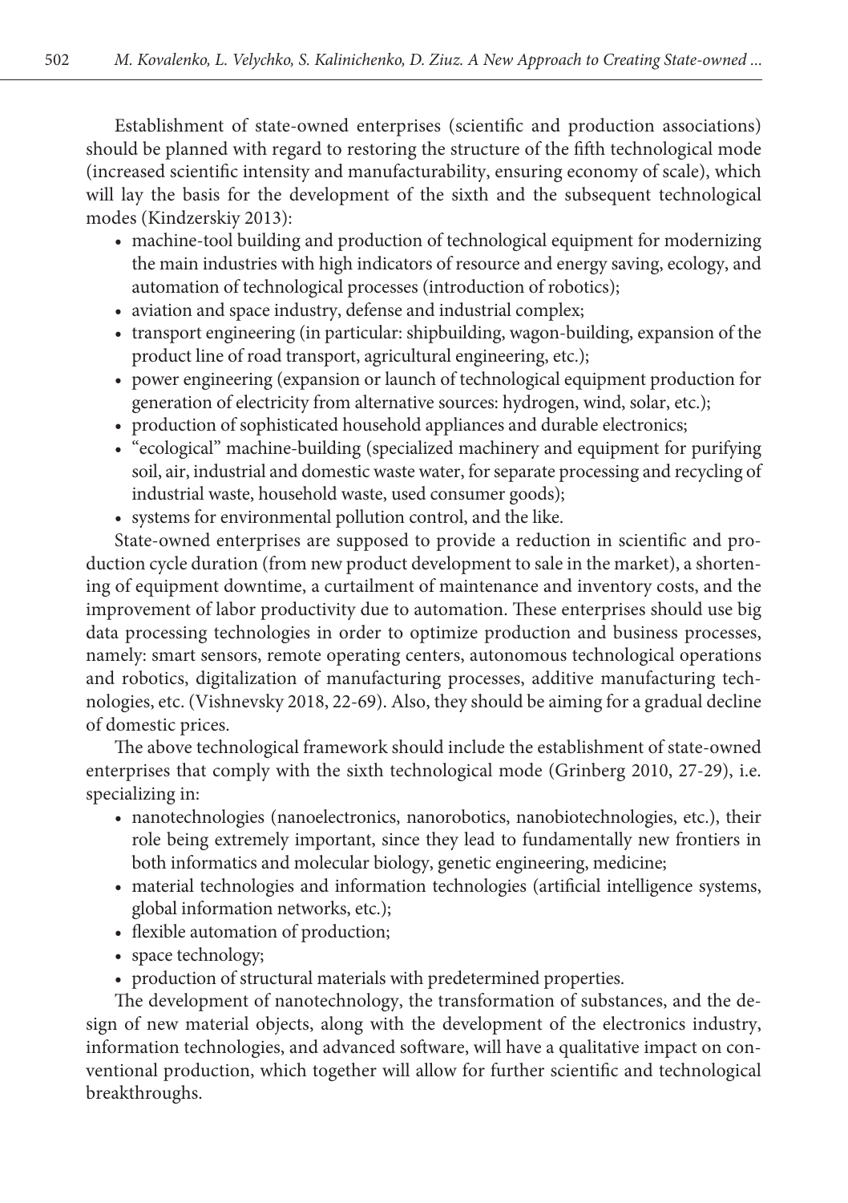Establishment of state-owned enterprises (scientific and production associations) should be planned with regard to restoring the structure of the fifth technological mode (increased scientific intensity and manufacturability, ensuring economy of scale), which will lay the basis for the development of the sixth and the subsequent technological modes (Kindzerskiy 2013):

- machine-tool building and production of technological equipment for modernizing the main industries with high indicators of resource and energy saving, ecology, and automation of technological processes (introduction of robotics);
- aviation and space industry, defense and industrial complex;
- transport engineering (in particular: shipbuilding, wagon-building, expansion of the product line of road transport, agricultural engineering, etc.);
- power engineering (expansion or launch of technological equipment production for generation of electricity from alternative sources: hydrogen, wind, solar, etc.);
- production of sophisticated household appliances and durable electronics;
- "ecological" machine-building (specialized machinery and equipment for purifying soil, air, industrial and domestic waste water, for separate processing and recycling of industrial waste, household waste, used consumer goods);
- systems for environmental pollution control, and the like.

State-owned enterprises are supposed to provide a reduction in scientific and production cycle duration (from new product development to sale in the market), a shortening of equipment downtime, a curtailment of maintenance and inventory costs, and the improvement of labor productivity due to automation. These enterprises should use big data processing technologies in order to optimize production and business processes, namely: smart sensors, remote operating centers, autonomous technological operations and robotics, digitalization of manufacturing processes, additive manufacturing technologies, etc. (Vishnevsky 2018, 22-69). Also, they should be aiming for a gradual decline of domestic prices.

The above technological framework should include the establishment of state-owned enterprises that comply with the sixth technological mode (Grinberg 2010, 27-29), i.e. specializing in:

- nanotechnologies (nanoelectronics, nanorobotics, nanobiotechnologies, etc.), their role being extremely important, since they lead to fundamentally new frontiers in both informatics and molecular biology, genetic engineering, medicine;
- material technologies and information technologies (artificial intelligence systems, global information networks, etc.);
- flexible automation of production;
- space technology;
- production of structural materials with predetermined properties.

The development of nanotechnology, the transformation of substances, and the design of new material objects, along with the development of the electronics industry, information technologies, and advanced software, will have a qualitative impact on conventional production, which together will allow for further scientific and technological breakthroughs.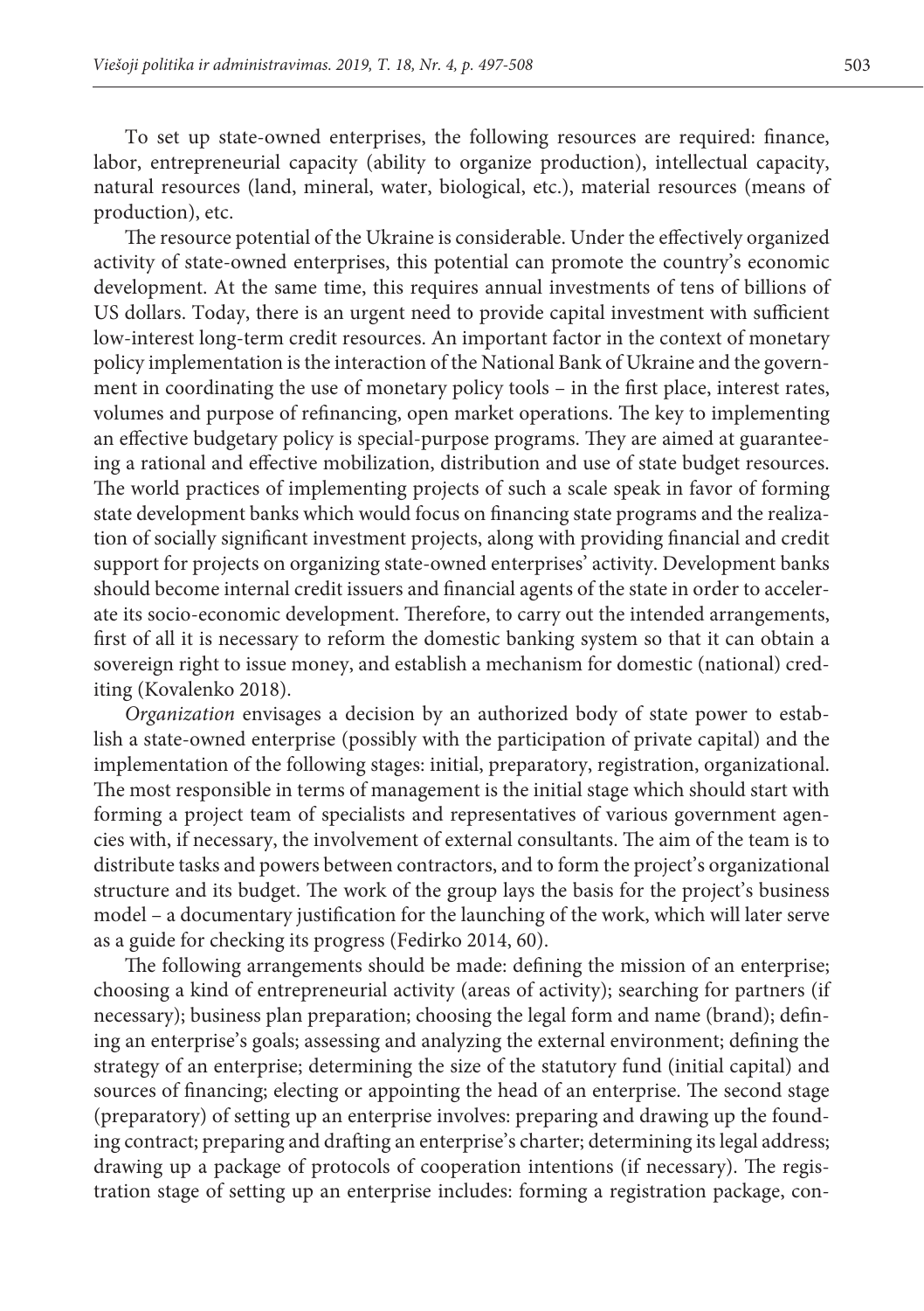To set up state-owned enterprises, the following resources are required: finance, labor, entrepreneurial capacity (ability to organize production), intellectual capacity, natural resources (land, mineral, water, biological, etc.), material resources (means of production), etc.

The resource potential of the Ukraine is considerable. Under the effectively organized activity of state-owned enterprises, this potential can promote the country's economic development. At the same time, this requires annual investments of tens of billions of US dollars. Today, there is an urgent need to provide capital investment with sufficient low-interest long-term credit resources. An important factor in the context of monetary policy implementation is the interaction of the National Bank of Ukraine and the government in coordinating the use of monetary policy tools – in the first place, interest rates, volumes and purpose of refinancing, open market operations. The key to implementing an effective budgetary policy is special-purpose programs. They are aimed at guaranteeing a rational and effective mobilization, distribution and use of state budget resources. The world practices of implementing projects of such a scale speak in favor of forming state development banks which would focus on financing state programs and the realization of socially significant investment projects, along with providing financial and credit support for projects on organizing state-owned enterprises' activity. Development banks should become internal credit issuers and financial agents of the state in order to accelerate its socio-economic development. Therefore, to carry out the intended arrangements, first of all it is necessary to reform the domestic banking system so that it can obtain a sovereign right to issue money, and establish a mechanism for domestic (national) crediting (Kovalenko 2018).

*Organization* envisages a decision by an authorized body of state power to establish a state-owned enterprise (possibly with the participation of private capital) and the implementation of the following stages: initial, preparatory, registration, organizational. The most responsible in terms of management is the initial stage which should start with forming a project team of specialists and representatives of various government agencies with, if necessary, the involvement of external consultants. The aim of the team is to distribute tasks and powers between contractors, and to form the project's organizational structure and its budget. The work of the group lays the basis for the project's business model – a documentary justification for the launching of the work, which will later serve as a guide for checking its progress (Fedirko 2014, 60).

The following arrangements should be made: defining the mission of an enterprise; choosing a kind of entrepreneurial activity (areas of activity); searching for partners (if necessary); business plan preparation; choosing the legal form and name (brand); defining an enterprise's goals; assessing and analyzing the external environment; defining the strategy of an enterprise; determining the size of the statutory fund (initial capital) and sources of financing; electing or appointing the head of an enterprise. The second stage (preparatory) of setting up an enterprise involves: preparing and drawing up the founding contract; preparing and drafting an enterprise's charter; determining its legal address; drawing up a package of protocols of cooperation intentions (if necessary). The registration stage of setting up an enterprise includes: forming a registration package, con-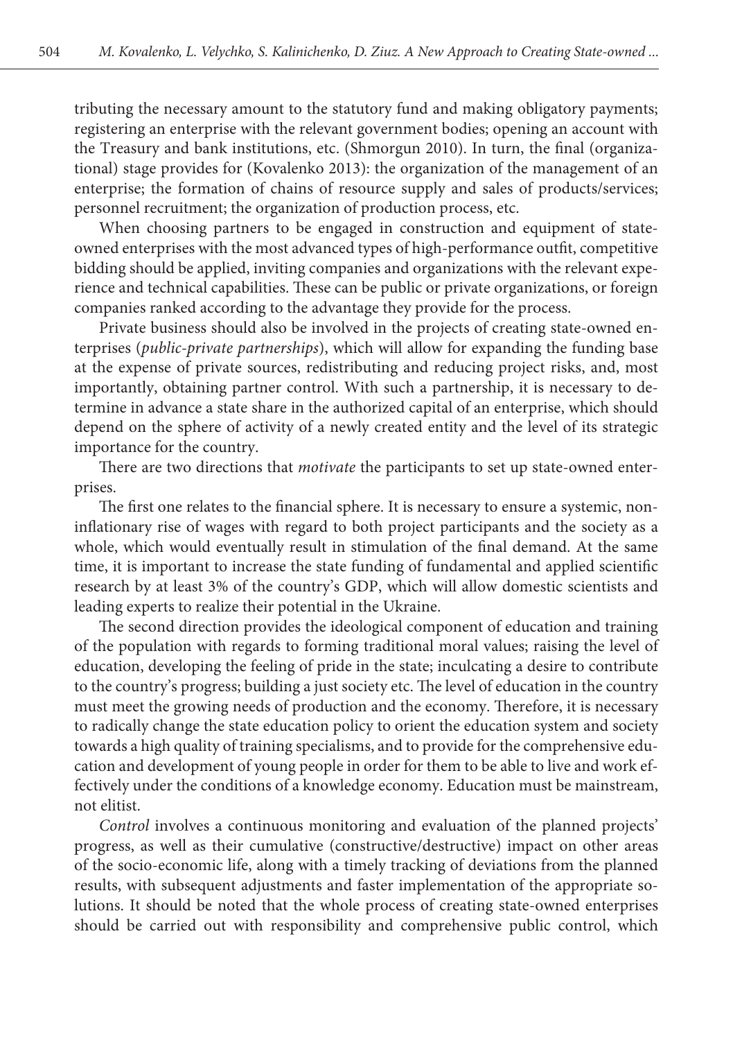tributing the necessary amount to the statutory fund and making obligatory payments; registering an enterprise with the relevant government bodies; opening an account with the Treasury and bank institutions, etc. (Shmorgun 2010). In turn, the final (organizational) stage provides for (Kovalenko 2013): the organization of the management of an enterprise; the formation of chains of resource supply and sales of products/services; personnel recruitment; the organization of production process, etc.

When choosing partners to be engaged in construction and equipment of state-owned enterprises with the most advanced types of high-performance outfit, competitive bidding should be applied, inviting companies and organizations with the relevant experience and technical capabilities. These can be public or private organizations, or foreign companies ranked according to the advantage they provide for the process.

Private business should also be involved in the projects of creating state-owned enterprises (*public-private partnerships*), which will allow for expanding the funding base at the expense of private sources, redistributing and reducing project risks, and, most importantly, obtaining partner control. With such a partnership, it is necessary to determine in advance a state share in the authorized capital of an enterprise, which should depend on the sphere of activity of a newly created entity and the level of its strategic importance for the country.

There are two directions that *motivate* the participants to set up state-owned enterprises.

The first one relates to the financial sphere. It is necessary to ensure a systemic, non-inflationary rise of wages with regard to both project participants and the society as a whole, which would eventually result in stimulation of the final demand. At the same time, it is important to increase the state funding of fundamental and applied scientific research by at least 3% of the country's GDP, which will allow domestic scientists and leading experts to realize their potential in the Ukraine.

The second direction provides the ideological component of education and training of the population with regards to forming traditional moral values; raising the level of education, developing the feeling of pride in the state; inculcating a desire to contribute to the country's progress; building a just society etc. The level of education in the country must meet the growing needs of production and the economy. Therefore, it is necessary to radically change the state education policy to orient the education system and society towards a high quality of training specialisms, and to provide for the comprehensive education and development of young people in order for them to be able to live and work effectively under the conditions of a knowledge economy. Education must be mainstream, not elitist.

*Control* involves a continuous monitoring and evaluation of the planned projects' progress, as well as their cumulative (constructive/destructive) impact on other areas of the socio-economic life, along with a timely tracking of deviations from the planned results, with subsequent adjustments and faster implementation of the appropriate solutions. It should be noted that the whole process of creating state-owned enterprises should be carried out with responsibility and comprehensive public control, which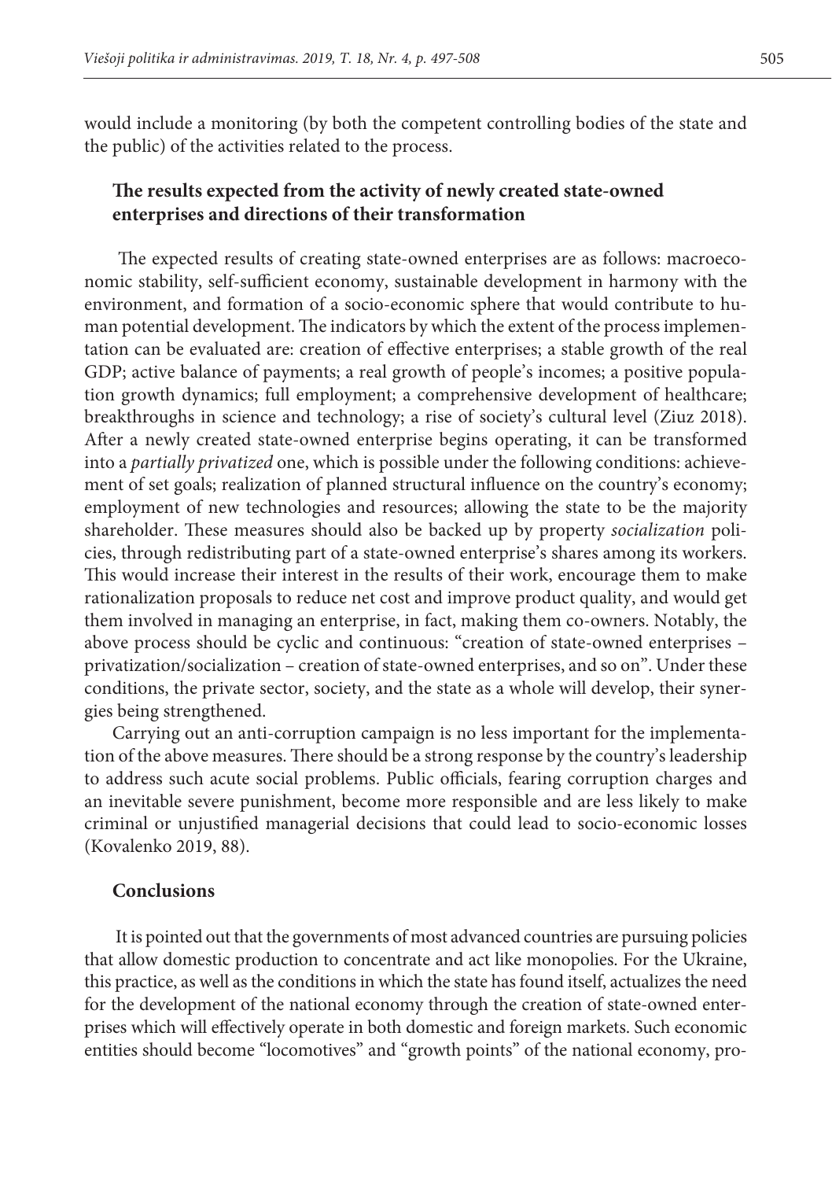would include a monitoring (by both the competent controlling bodies of the state and the public) of the activities related to the process.

## The results expected from the activity of newly created state-owned enterprises and directions of their transformation

The expected results of creating state-owned enterprises are as follows: macroeconomic stability, self-sufficient economy, sustainable development in harmony with the environment, and formation of a socio-economic sphere that would contribute to human potential development. The indicators by which the extent of the process implementation can be evaluated are: creation of effective enterprises; a stable growth of the real GDP; active balance of payments; a real growth of people's incomes; a positive population growth dynamics; full employment; a comprehensive development of healthcare; breakthroughs in science and technology; a rise of society's cultural level (Ziuz 2018). After a newly created state-owned enterprise begins operating, it can be transformed into a *partially privatized* one, which is possible under the following conditions: achievement of set goals; realization of planned structural influence on the country's economy; employment of new technologies and resources; allowing the state to be the majority shareholder. These measures should also be backed up by property *socialization* policies, through redistributing part of a state-owned enterprise's shares among its workers. This would increase their interest in the results of their work, encourage them to make rationalization proposals to reduce net cost and improve product quality, and would get them involved in managing an enterprise, in fact, making them co-owners. Notably, the above process should be cyclic and continuous: "creation of state-owned enterprises – privatization/socialization – creation of state-owned enterprises, and so on". Under these conditions, the private sector, society, and the state as a whole will develop, their synergies being strengthened.

Carrying out an anti-corruption campaign is no less important for the implementation of the above measures. There should be a strong response by the country's leadership to address such acute social problems. Public officials, fearing corruption charges and an inevitable severe punishment, become more responsible and are less likely to make criminal or unjustified managerial decisions that could lead to socio-economic losses (Kovalenko 2019, 88).

## Conclusions

It is pointed out that the governments of most advanced countries are pursuing policies that allow domestic production to concentrate and act like monopolies. For the Ukraine, this practice, as well as the conditions in which the state has found itself, actualizes the need for the development of the national economy through the creation of state-owned enterprises which will effectively operate in both domestic and foreign markets. Such economic entities should become "locomotives" and "growth points" of the national economy, pro-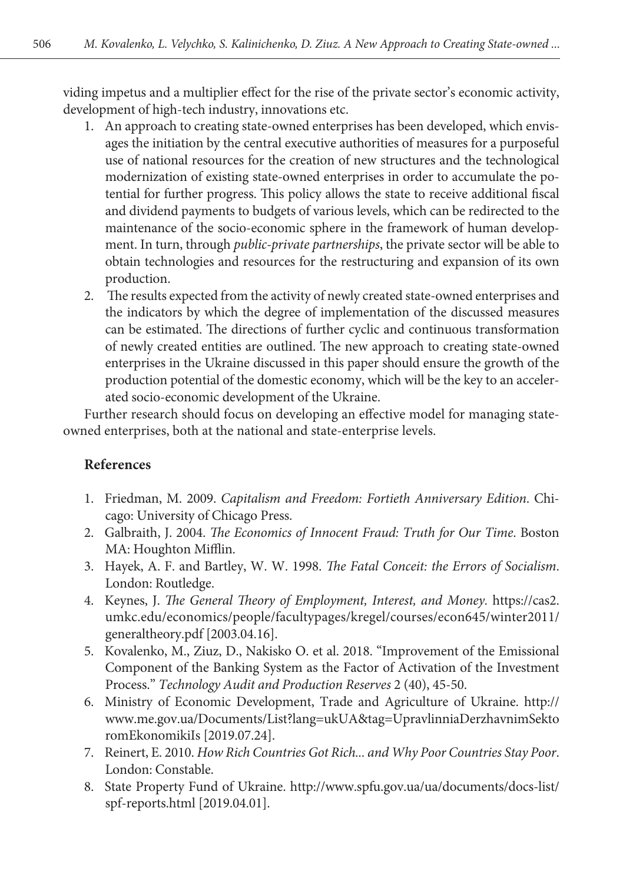viding impetus and a multiplier effect for the rise of the private sector's economic activity, development of high-tech industry, innovations etc.

1. An approach to creating state-owned enterprises has been developed, which envisages the initiation by the central executive authorities of measures for a purposeful use of national resources for the creation of new structures and the technological modernization of existing state-owned enterprises in order to accumulate the potential for further progress. This policy allows the state to receive additional fiscal and dividend payments to budgets of various levels, which can be redirected to the maintenance of the socio-economic sphere in the framework of human development. In turn, through *public-private partnerships*, the private sector will be able to obtain technologies and resources for the restructuring and expansion of its own production.
2. The results expected from the activity of newly created state-owned enterprises and the indicators by which the degree of implementation of the discussed measures can be estimated. The directions of further cyclic and continuous transformation of newly created entities are outlined. The new approach to creating state-owned enterprises in the Ukraine discussed in this paper should ensure the growth of the production potential of the domestic economy, which will be the key to an accelerated socio-economic development of the Ukraine.

Further research should focus on developing an effective model for managing state-owned enterprises, both at the national and state-enterprise levels.

## References

1. Friedman, M. 2009. *Capitalism and Freedom: Fortieth Anniversary Edition*. Chicago: University of Chicago Press.
2. Galbraith, J. 2004. *The Economics of Innocent Fraud: Truth for Our Time*. Boston MA: Houghton Mifflin.
3. Hayek, A. F. and Bartley, W. W. 1998. *The Fatal Conceit: the Errors of Socialism*. London: Routledge.
4. Keynes, J. *The General Theory of Employment, Interest, and Money*. https://cas2.umkc.edu/economics/people/facultypages/kregel/courses/econ645/winter2011/generaltheory.pdf [2003.04.16].
5. Kovalenko, M., Ziuz, D., Nakisko O. et al. 2018. "Improvement of the Emissional Component of the Banking System as the Factor of Activation of the Investment Process." *Technology Audit and Production Reserves* 2 (40), 45-50.
6. Ministry of Economic Development, Trade and Agriculture of Ukraine. http://www.me.gov.ua/Documents/List?lang=ukUA&tag=UpravlinniaDerzhavnimSektoromEkonomikiIs [2019.07.24].
7. Reinert, E. 2010. *How Rich Countries Got Rich... and Why Poor Countries Stay Poor*. London: Constable.
8. State Property Fund of Ukraine. http://www.spfu.gov.ua/ua/documents/docs-list/spf-reports.html [2019.04.01].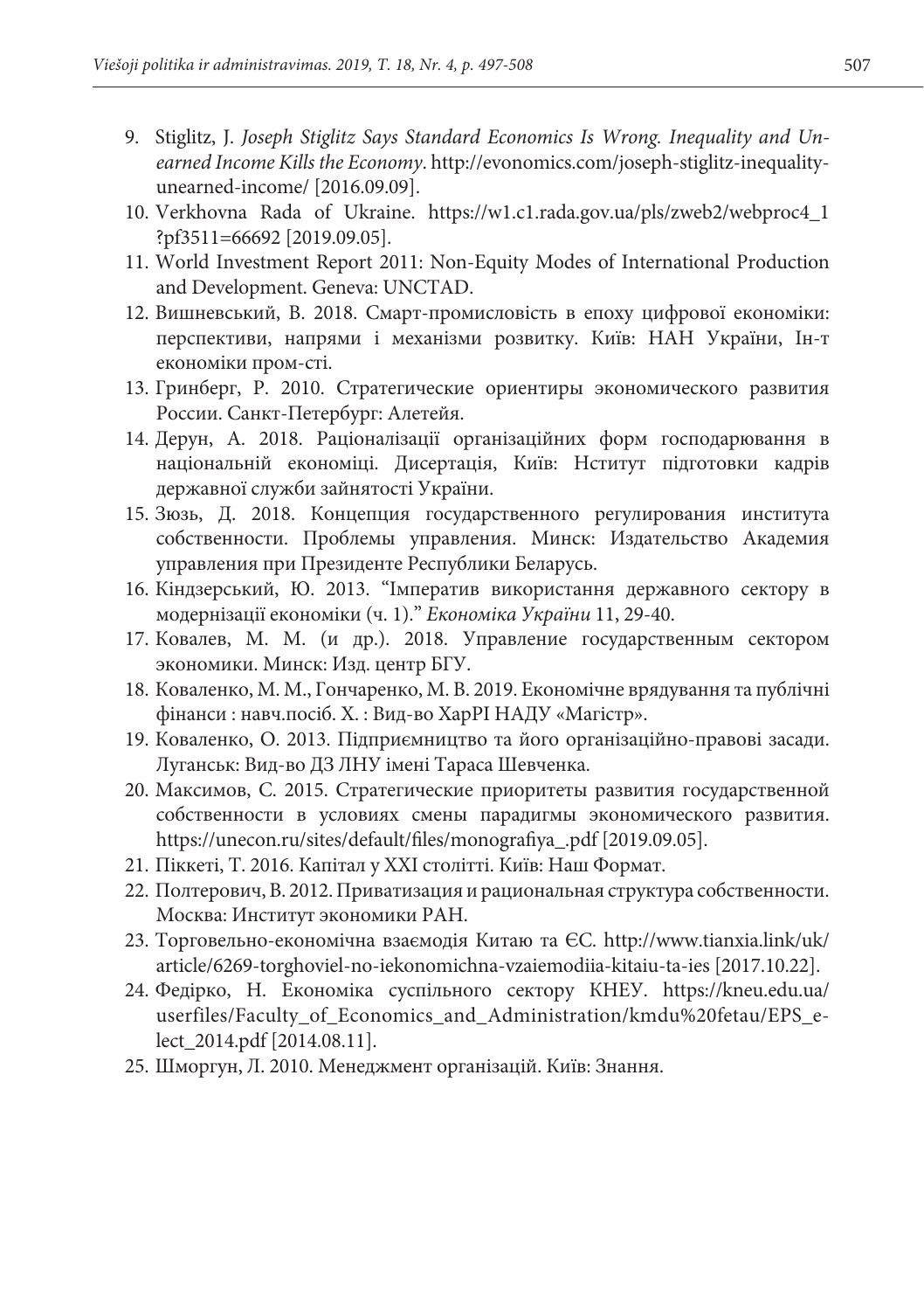9. Stiglitz, J. *Joseph Stiglitz Says Standard Economics Is Wrong. Inequality and Unearned Income Kills the Economy*. http://evonomics.com/joseph-stiglitz-inequality-unearned-income/ [2016.09.09].
10. Verkhovna Rada of Ukraine. https://w1.c1.rada.gov.ua/pls/zweb2/webproc4_1?pf3511=66692 [2019.09.05].
11. World Investment Report 2011: Non-Equity Modes of International Production and Development. Geneva: UNCTAD.
12. Вишневський, В. 2018. Смарт-промисловість в епоху цифрової економіки: перспективи, напрями і механізми розвитку. Київ: НАН України, Ін-т економіки пром-сті.
13. Гринберг, Р. 2010. Стратегические ориентиры экономического развития России. Санкт-Петербург: Алетейя.
14. Дерун, А. 2018. Раціоналізації організаційних форм господарювання в національній економіці. Дисертація, Київ: Нститут підготовки кадрів державної служби зайнятості України.
15. Зюзь, Д. 2018. Концепция государственного регулирования института собственности. Проблемы управления. Минск: Издательство Академия управления при Президенте Республики Беларусь.
16. Кіндзерський, Ю. 2013. "Імператив використання державного сектору в модернізації економіки (ч. 1)." *Економіка України* 11, 29-40.
17. Ковалев, М. М. (и др.). 2018. Управление государственным сектором экономики. Минск: Изд. центр БГУ.
18. Коваленко, М. М., Гончаренко, М. В. 2019. Економічне врядування та публічні фінанси : навч.посіб. Х. : Вид-во ХарРІ НАДУ «Магістр».
19. Коваленко, О. 2013. Підприємництво та його організаційно-правові засади. Луганськ: Вид-во ДЗ ЛНУ імені Тараса Шевченка.
20. Максимов, С. 2015. Стратегические приоритеты развития государственной собственности в условиях смены парадигмы экономического развития. https://unecon.ru/sites/default/files/monografiya_.pdf [2019.09.05].
21. Піккеті, Т. 2016. Капітал у XXI столітті. Київ: Наш Формат.
22. Полтерович, В. 2012. Приватизация и рациональная структура собственности. Москва: Институт экономики РАН.
23. Торговельно-економічна взаємодія Китаю та ЄС. http://www.tianxia.link/uk/article/6269-torghoviel-no-iekonomichna-vzaiemodiia-kitaiu-ta-ies [2017.10.22].
24. Федірко, Н. Економіка суспільного сектору КНЕУ. https://kneu.edu.ua/userfiles/Faculty_of_Economics_and_Administration/kmdu%20fetau/EPS_elect_2014.pdf [2014.08.11].
25. Шморгун, Л. 2010. Менеджмент організацій. Київ: Знання.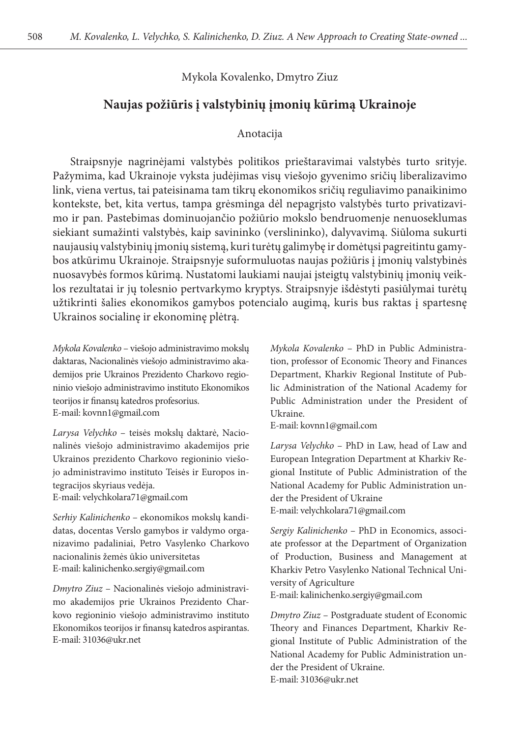Mykola Kovalenko, Dmytro Ziuz

## Naujas požiūris į valstybinių įmonių kūrimą Ukrainoje

### Anotacija

Straipsnyje nagrinėjami valstybės politikos prieštaravimai valstybės turto srityje. Pažymima, kad Ukrainoje vyksta judėjimas visų viešojo gyvenimo sričių liberalizavimo link, viena vertus, tai pateisinama tam tikrų ekonomikos sričių reguliavimo panaikinimo kontekste, bet, kita vertus, tampa grėsminga dėl nepagrįsto valstybės turto privatizavimo ir pan. Pastebimas dominuojančio požiūrio mokslo bendruomenje nenuoseklumas siekiant sumažinti valstybės, kaip savininko (verslininko), dalyvavimą. Siūloma sukurti naujausių valstybinių įmonių sistemą, kuri turėtų galimybę ir domėtųsi pagreitintu gamybos atkūrimu Ukrainoje. Straipsnyje suformuluotas naujas požiūris į įmonių valstybinės nuosavybės formos kūrimą. Nustatomi laukiami naujai įsteigtų valstybinių įmonių veiklos rezultatai ir jų tolesnio pertvarkymo kryptys. Straipsnyje išdėstyti pasiūlymai turėtų užtikrinti šalies ekonomikos gamybos potencialo augimą, kuris bus raktas į spartesnę Ukrainos socialinę ir ekonominę plėtrą.

*Mykola Kovalenko* – viešojo administravimo mokslų daktaras, Nacionalinės viešojo administravimo akademijos prie Ukrainos Prezidento Charkovo regioninio viešojo administravimo instituto Ekonomikos teorijos ir finansų katedros profesorius.
E-mail: kovnn1@gmail.com

*Larysa Velychko* – teisės mokslų daktarė, Nacionalinės viešojo administravimo akademijos prie Ukrainos prezidento Charkovo regioninio viešojo administravimo instituto Teisės ir Europos integracijos skyriaus vedėja.
E-mail: velychkolara71@gmail.com

*Serhiy Kalinichenko* – ekonomikos mokslų kandidatas, docentas Verslo gamybos ir valdymo organizavimo padaliniai, Petro Vasylenko Charkovo nacionalinis žemės ūkio universitetas
E-mail: kalinichenko.sergiy@gmail.com

*Dmytro Ziuz* – Nacionalinės viešojo administravimo akademijos prie Ukrainos Prezidento Charkovo regioninio viešojo administravimo instituto Ekonomikos teorijos ir finansų katedros aspirantas.
E-mail: 31036@ukr.net

*Mykola Kovalenko* – PhD in Public Administration, professor of Economic Theory and Finances Department, Kharkiv Regional Institute of Public Administration of the National Academy for Public Administration under the President of Ukraine.
E-mail: kovnn1@gmail.com

*Larysa Velychko* – PhD in Law, head of Law and European Integration Department at Kharkiv Regional Institute of Public Administration of the National Academy for Public Administration under the President of Ukraine
E-mail: velychkolara71@gmail.com

*Sergiy Kalinichenko* – PhD in Economics, associate professor at the Department of Organization of Production, Business and Management at Kharkiv Petro Vasylenko National Technical University of Agriculture
E-mail: kalinichenko.sergiy@gmail.com

*Dmytro Ziuz* – Postgraduate student of Economic Theory and Finances Department, Kharkiv Regional Institute of Public Administration of the National Academy for Public Administration under the President of Ukraine.
E-mail: 31036@ukr.net